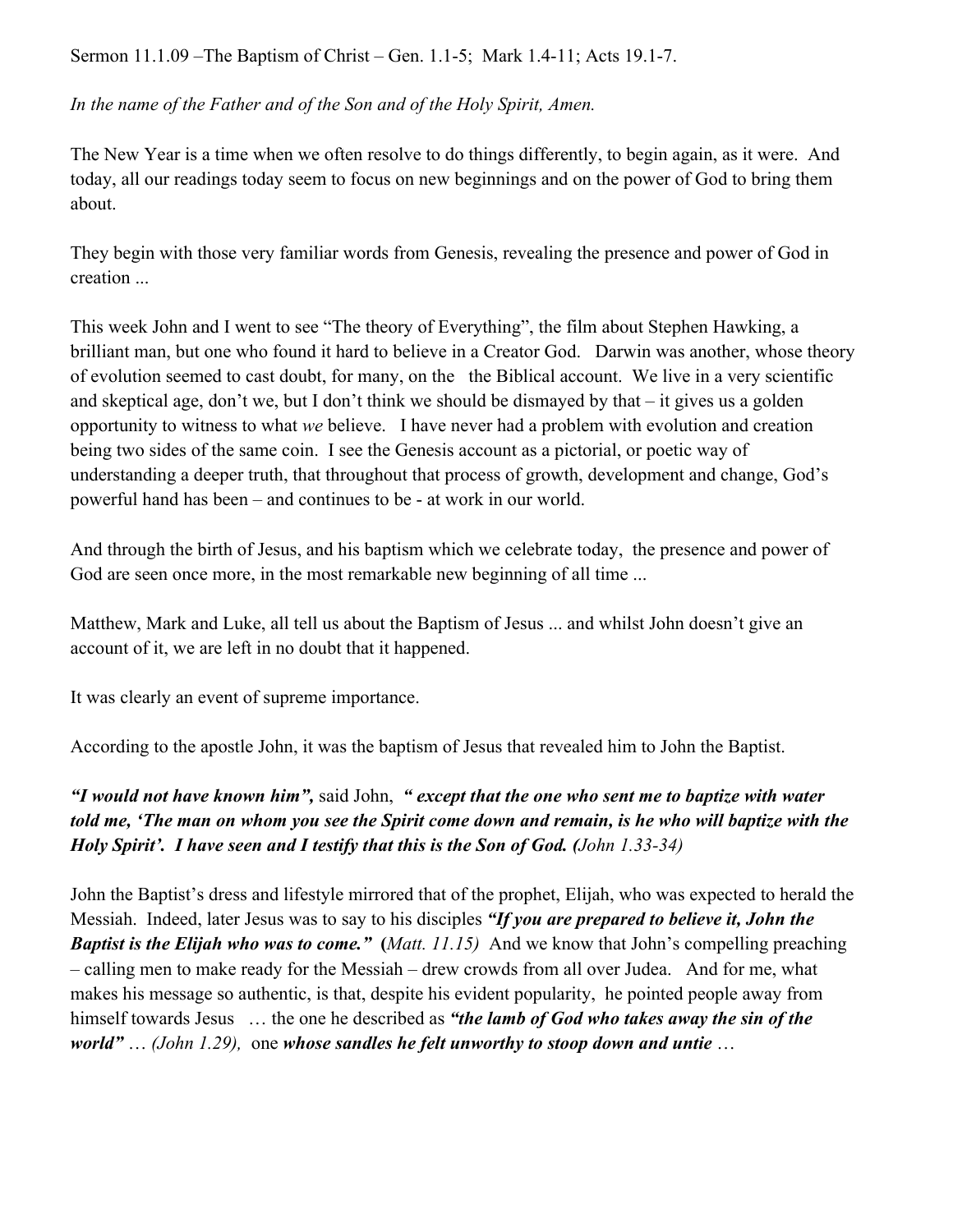Sermon 11.1.09 –The Baptism of Christ – Gen. 1.1-5;  Mark 1.4-11; Acts 19.1-7.

*In the name of the Father and of the Son and of the Holy Spirit, Amen.*

The New Year is a time when we often resolve to do things differently, to begin again, as it were.  And today, all our readings today seem to focus on new beginnings and on the power of God to bring them about.

They begin with those very familiar words from Genesis, revealing the presence and power of God in creation ...

This week John and I went to see "The theory of Everything", the film about Stephen Hawking, a brilliant man, but one who found it hard to believe in a Creator God.   Darwin was another, whose theory of evolution seemed to cast doubt, for many, on the   the Biblical account.  We live in a very scientific and skeptical age, don't we, but I don't think we should be dismayed by that – it gives us a golden opportunity to witness to what *we* believe.   I have never had a problem with evolution and creation being two sides of the same coin.  I see the Genesis account as a pictorial, or poetic way of understanding a deeper truth, that throughout that process of growth, development and change, God's powerful hand has been – and continues to be - at work in our world.

And through the birth of Jesus, and his baptism which we celebrate today,  the presence and power of God are seen once more, in the most remarkable new beginning of all time ...

Matthew, Mark and Luke, all tell us about the Baptism of Jesus ... and whilst John doesn't give an account of it, we are left in no doubt that it happened.

It was clearly an event of supreme importance.

According to the apostle John, it was the baptism of Jesus that revealed him to John the Baptist.

***"I would not have known him",*** said John,  ***" except that the one who sent me to baptize with water told me, 'The man on whom you see the Spirit come down and remain, is he who will baptize with the Holy Spirit'.  I have seen and I testify that this is the Son of God. (****John 1.33-34)*

John the Baptist's dress and lifestyle mirrored that of the prophet, Elijah, who was expected to herald the Messiah.  Indeed, later Jesus was to say to his disciples ***"If you are prepared to believe it, John the Baptist is the Elijah who was to come."***  **(***Matt. 11.15)*  And we know that John's compelling preaching – calling men to make ready for the Messiah – drew crowds from all over Judea.   And for me, what makes his message so authentic, is that, despite his evident popularity,  he pointed people away from himself towards Jesus   … the one he described as ***"the lamb of God who takes away the sin of the world"*** … *(John 1.29),*  one ***whose sandles he felt unworthy to stoop down and untie*** …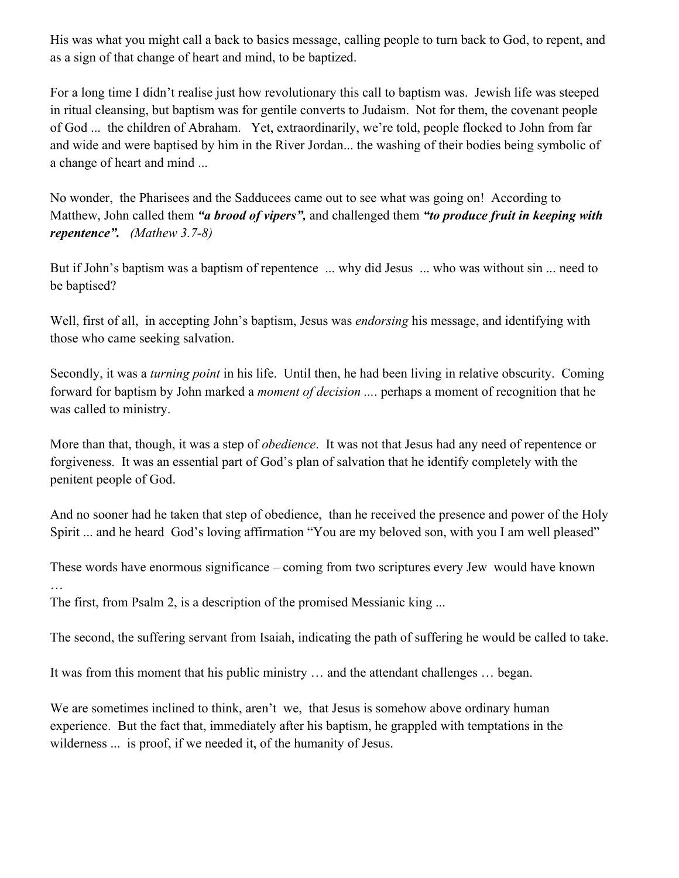His was what you might call a back to basics message, calling people to turn back to God, to repent, and as a sign of that change of heart and mind, to be baptized.

For a long time I didn't realise just how revolutionary this call to baptism was. Jewish life was steeped in ritual cleansing, but baptism was for gentile converts to Judaism. Not for them, the covenant people of God ... the children of Abraham. Yet, extraordinarily, we're told, people flocked to John from far and wide and were baptised by him in the River Jordan... the washing of their bodies being symbolic of a change of heart and mind ...

No wonder, the Pharisees and the Sadducees came out to see what was going on! According to Matthew, John called them ***"a brood of vipers",*** and challenged them ***"to produce fruit in keeping with repentence".*** *(Mathew 3.7-8)*

But if John's baptism was a baptism of repentence ... why did Jesus ... who was without sin ... need to be baptised?

Well, first of all, in accepting John's baptism, Jesus was *endorsing* his message, and identifying with those who came seeking salvation.

Secondly, it was a *turning point* in his life. Until then, he had been living in relative obscurity. Coming forward for baptism by John marked a *moment of decision* .... perhaps a moment of recognition that he was called to ministry.

More than that, though, it was a step of *obedience*. It was not that Jesus had any need of repentence or forgiveness. It was an essential part of God's plan of salvation that he identify completely with the penitent people of God.

And no sooner had he taken that step of obedience, than he received the presence and power of the Holy Spirit ... and he heard God's loving affirmation "You are my beloved son, with you I am well pleased"

These words have enormous significance – coming from two scriptures every Jew would have known …

The first, from Psalm 2, is a description of the promised Messianic king ...

The second, the suffering servant from Isaiah, indicating the path of suffering he would be called to take.

It was from this moment that his public ministry … and the attendant challenges … began.

We are sometimes inclined to think, aren't we, that Jesus is somehow above ordinary human experience. But the fact that, immediately after his baptism, he grappled with temptations in the wilderness ... is proof, if we needed it, of the humanity of Jesus.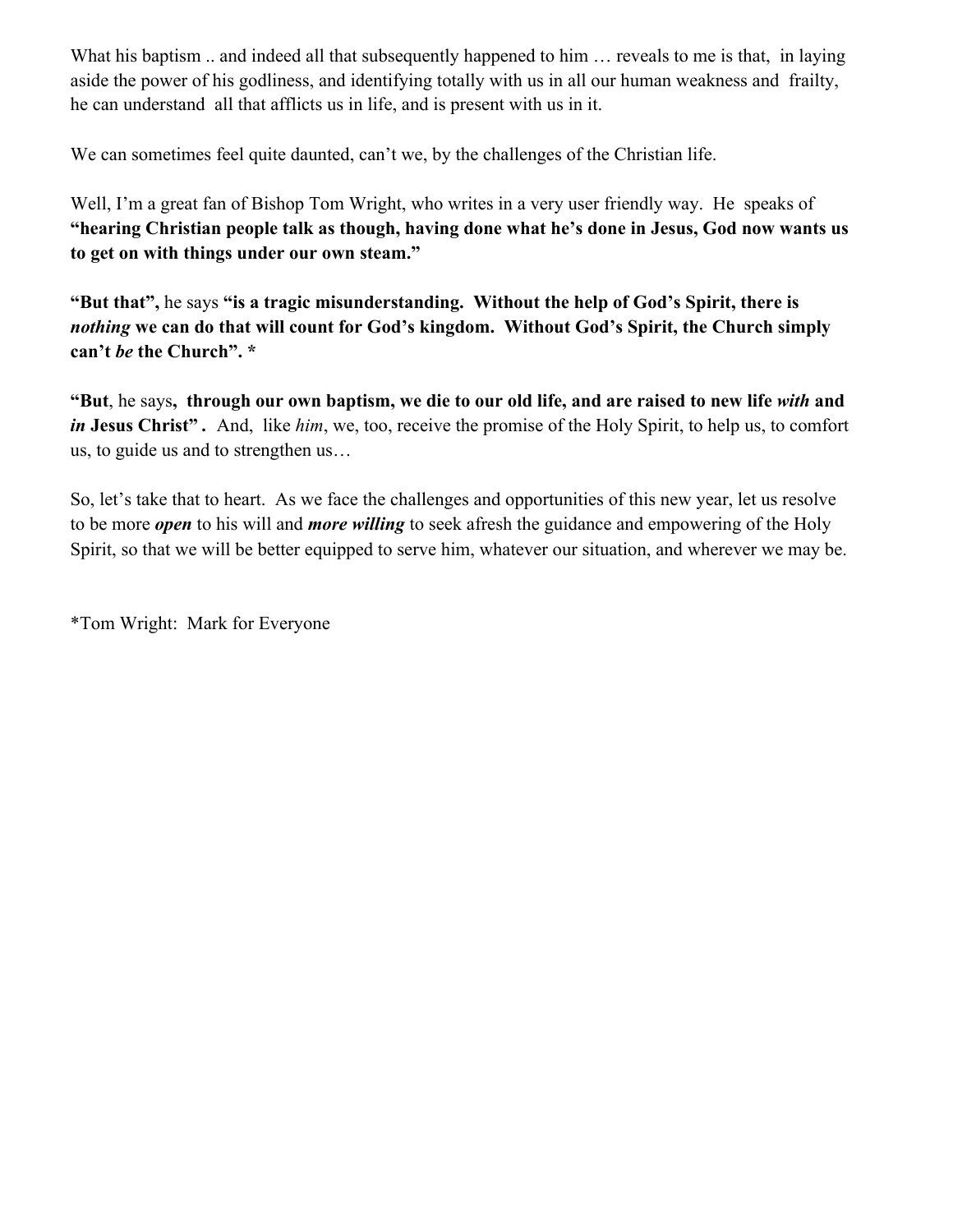What his baptism .. and indeed all that subsequently happened to him … reveals to me is that, in laying aside the power of his godliness, and identifying totally with us in all our human weakness and frailty, he can understand all that afflicts us in life, and is present with us in it.

We can sometimes feel quite daunted, can't we, by the challenges of the Christian life.

Well, I'm a great fan of Bishop Tom Wright, who writes in a very user friendly way. He speaks of **"hearing Christian people talk as though, having done what he's done in Jesus, God now wants us to get on with things under our own steam."**

**"But that",** he says **"is a tragic misunderstanding. Without the help of God's Spirit, there is *nothing* we can do that will count for God's kingdom. Without God's Spirit, the Church simply can't *be* the Church". \***

**"But**, he says**, through our own baptism, we die to our old life, and are raised to new life *with* and *in* Jesus Christ" .** And, like *him*, we, too, receive the promise of the Holy Spirit, to help us, to comfort us, to guide us and to strengthen us…

So, let's take that to heart. As we face the challenges and opportunities of this new year, let us resolve to be more ***open*** to his will and ***more willing*** to seek afresh the guidance and empowering of the Holy Spirit, so that we will be better equipped to serve him, whatever our situation, and wherever we may be.

*Tom Wright: Mark for Everyone